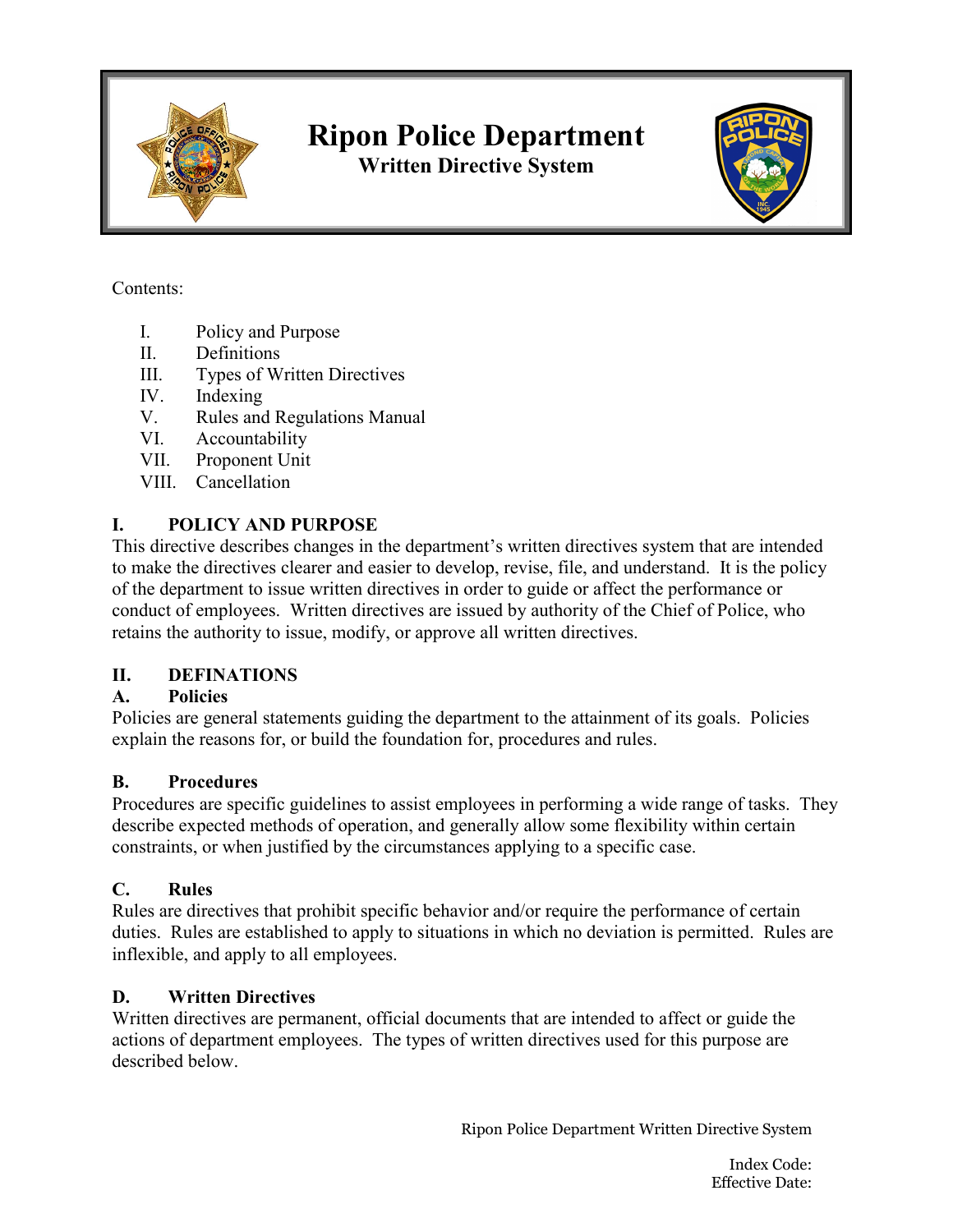# Ripon Police Department

## Written Directive System

Contents:

I. Policy and Purpose
II. Definitions
III. Types of Written Directives
IV. Indexing
V. Rules and Regulations Manual
VI. Accountability
VII. Proponent Unit
VIII. Cancellation

## I. POLICY AND PURPOSE

This directive describes changes in the department's written directives system that are intended to make the directives clearer and easier to develop, revise, file, and understand. It is the policy of the department to issue written directives in order to guide or affect the performance or conduct of employees. Written directives are issued by authority of the Chief of Police, who retains the authority to issue, modify, or approve all written directives.

## II. DEFINATIONS

### A. Policies

Policies are general statements guiding the department to the attainment of its goals. Policies explain the reasons for, or build the foundation for, procedures and rules.

### B. Procedures

Procedures are specific guidelines to assist employees in performing a wide range of tasks. They describe expected methods of operation, and generally allow some flexibility within certain constraints, or when justified by the circumstances applying to a specific case.

### C. Rules

Rules are directives that prohibit specific behavior and/or require the performance of certain duties. Rules are established to apply to situations in which no deviation is permitted. Rules are inflexible, and apply to all employees.

### D. Written Directives

Written directives are permanent, official documents that are intended to affect or guide the actions of department employees. The types of written directives used for this purpose are described below.

Index Code:
Effective Date: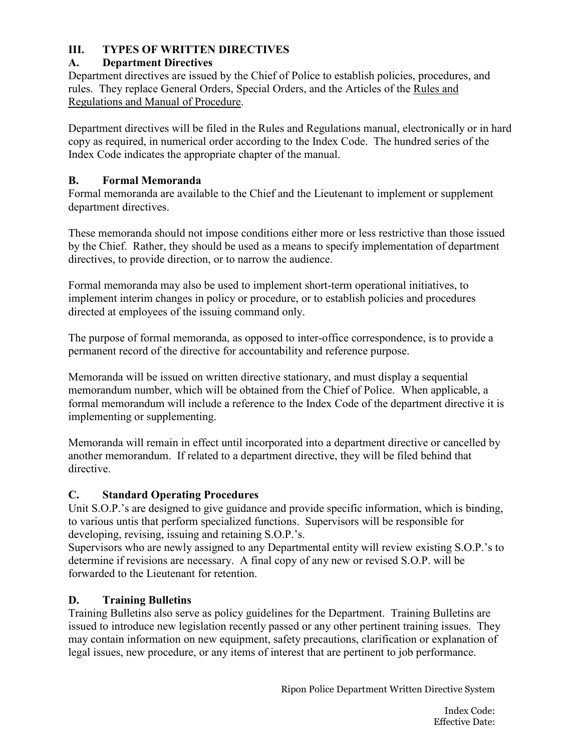## III. TYPES OF WRITTEN DIRECTIVES

### A. Department Directives

Department directives are issued by the Chief of Police to establish policies, procedures, and rules. They replace General Orders, Special Orders, and the Articles of the Rules and Regulations and Manual of Procedure.

Department directives will be filed in the Rules and Regulations manual, electronically or in hard copy as required, in numerical order according to the Index Code. The hundred series of the Index Code indicates the appropriate chapter of the manual.

### B. Formal Memoranda

Formal memoranda are available to the Chief and the Lieutenant to implement or supplement department directives.

These memoranda should not impose conditions either more or less restrictive than those issued by the Chief. Rather, they should be used as a means to specify implementation of department directives, to provide direction, or to narrow the audience.

Formal memoranda may also be used to implement short-term operational initiatives, to implement interim changes in policy or procedure, or to establish policies and procedures directed at employees of the issuing command only.

The purpose of formal memoranda, as opposed to inter-office correspondence, is to provide a permanent record of the directive for accountability and reference purpose.

Memoranda will be issued on written directive stationary, and must display a sequential memorandum number, which will be obtained from the Chief of Police. When applicable, a formal memorandum will include a reference to the Index Code of the department directive it is implementing or supplementing.

Memoranda will remain in effect until incorporated into a department directive or cancelled by another memorandum. If related to a department directive, they will be filed behind that directive.

### C. Standard Operating Procedures

Unit S.O.P.'s are designed to give guidance and provide specific information, which is binding, to various untis that perform specialized functions. Supervisors will be responsible for developing, revising, issuing and retaining S.O.P.'s.

Supervisors who are newly assigned to any Departmental entity will review existing S.O.P.'s to determine if revisions are necessary. A final copy of any new or revised S.O.P. will be forwarded to the Lieutenant for retention.

### D. Training Bulletins

Training Bulletins also serve as policy guidelines for the Department. Training Bulletins are issued to introduce new legislation recently passed or any other pertinent training issues. They may contain information on new equipment, safety precautions, clarification or explanation of legal issues, new procedure, or any items of interest that are pertinent to job performance.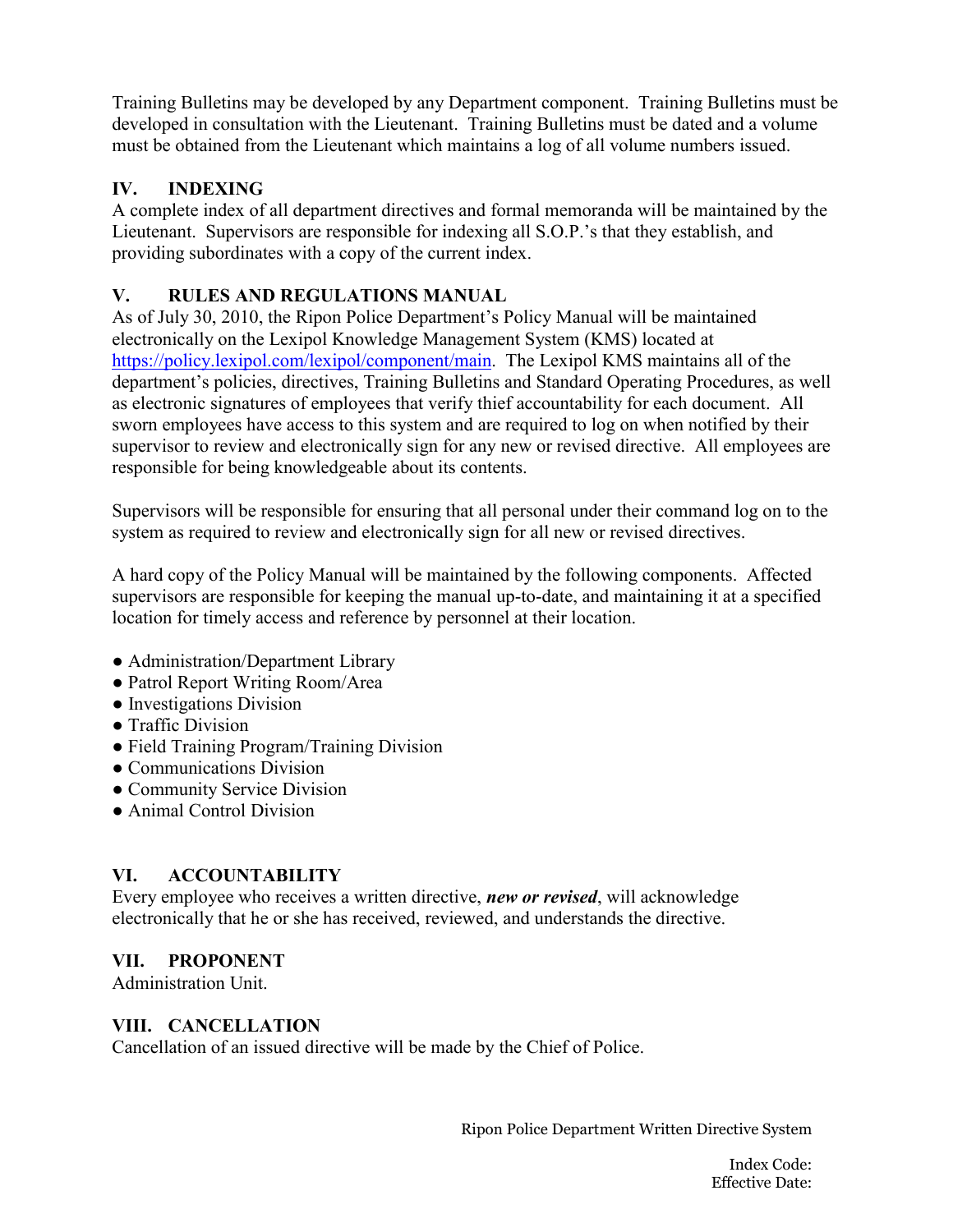Training Bulletins may be developed by any Department component. Training Bulletins must be developed in consultation with the Lieutenant. Training Bulletins must be dated and a volume must be obtained from the Lieutenant which maintains a log of all volume numbers issued.

## IV. INDEXING

A complete index of all department directives and formal memoranda will be maintained by the Lieutenant. Supervisors are responsible for indexing all S.O.P.'s that they establish, and providing subordinates with a copy of the current index.

## V. RULES AND REGULATIONS MANUAL

As of July 30, 2010, the Ripon Police Department's Policy Manual will be maintained electronically on the Lexipol Knowledge Management System (KMS) located at https://policy.lexipol.com/lexipol/component/main. The Lexipol KMS maintains all of the department's policies, directives, Training Bulletins and Standard Operating Procedures, as well as electronic signatures of employees that verify thief accountability for each document. All sworn employees have access to this system and are required to log on when notified by their supervisor to review and electronically sign for any new or revised directive. All employees are responsible for being knowledgeable about its contents.

Supervisors will be responsible for ensuring that all personal under their command log on to the system as required to review and electronically sign for all new or revised directives.

A hard copy of the Policy Manual will be maintained by the following components. Affected supervisors are responsible for keeping the manual up-to-date, and maintaining it at a specified location for timely access and reference by personnel at their location.

- Administration/Department Library
- Patrol Report Writing Room/Area
- Investigations Division
- Traffic Division
- Field Training Program/Training Division
- Communications Division
- Community Service Division
- Animal Control Division

## VI. ACCOUNTABILITY

Every employee who receives a written directive, ***new or revised***, will acknowledge electronically that he or she has received, reviewed, and understands the directive.

## VII. PROPONENT

Administration Unit.

## VIII. CANCELLATION

Cancellation of an issued directive will be made by the Chief of Police.

Ripon Police Department Written Directive System

Index Code:
Effective Date: